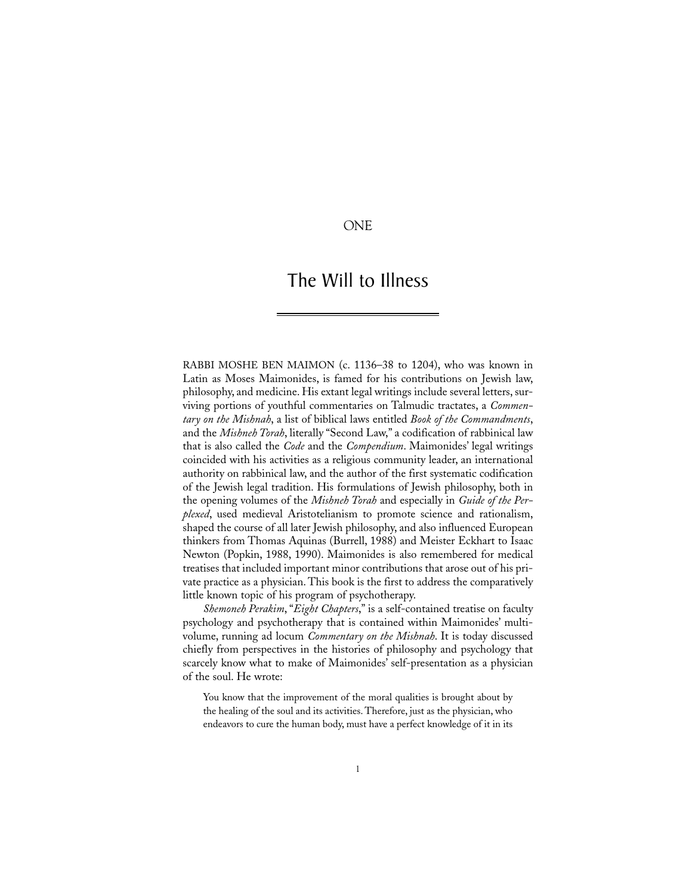# ONE

# The Will to Illness

RABBI MOSHE BEN MAIMON (c. 1136–38 to 1204), who was known in Latin as Moses Maimonides, is famed for his contributions on Jewish law, philosophy, and medicine. His extant legal writings include several letters, surviving portions of youthful commentaries on Talmudic tractates, a *Commentary on the Mishnah*, a list of biblical laws entitled *Book of the Commandments*, and the *Mishneh Torah*, literally "Second Law," a codification of rabbinical law that is also called the *Code* and the *Compendium*. Maimonides' legal writings coincided with his activities as a religious community leader, an international authority on rabbinical law, and the author of the first systematic codification of the Jewish legal tradition. His formulations of Jewish philosophy, both in the opening volumes of the *Mishneh Torah* and especially in *Guide of the Perplexed*, used medieval Aristotelianism to promote science and rationalism, shaped the course of all later Jewish philosophy, and also influenced European thinkers from Thomas Aquinas (Burrell, 1988) and Meister Eckhart to Isaac Newton (Popkin, 1988, 1990). Maimonides is also remembered for medical treatises that included important minor contributions that arose out of his private practice as a physician. This book is the first to address the comparatively little known topic of his program of psychotherapy.

*Shemoneh Perakim*, "*Eight Chapters*," is a self-contained treatise on faculty psychology and psychotherapy that is contained within Maimonides' multivolume, running ad locum *Commentary on the Mishnah*. It is today discussed chiefly from perspectives in the histories of philosophy and psychology that scarcely know what to make of Maimonides' self-presentation as a physician of the soul. He wrote:

> You know that the improvement of the moral qualities is brought about by the healing of the soul and its activities. Therefore, just as the physician, who endeavors to cure the human body, must have a perfect knowledge of it in its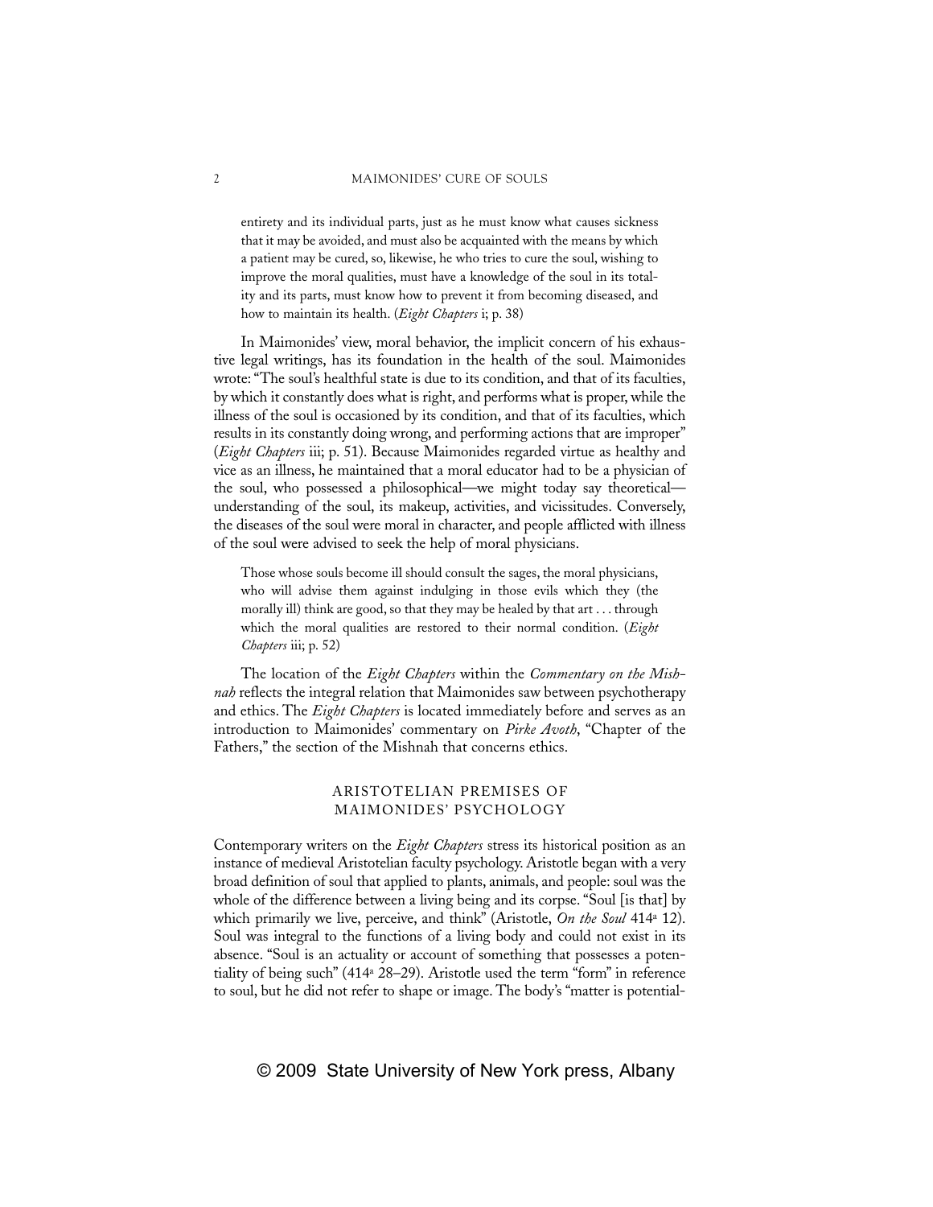> entirety and its individual parts, just as he must know what causes sickness that it may be avoided, and must also be acquainted with the means by which a patient may be cured, so, likewise, he who tries to cure the soul, wishing to improve the moral qualities, must have a knowledge of the soul in its totality and its parts, must know how to prevent it from becoming diseased, and how to maintain its health. (*Eight Chapters* i; p. 38)

In Maimonides' view, moral behavior, the implicit concern of his exhaustive legal writings, has its foundation in the health of the soul. Maimonides wrote: "The soul's healthful state is due to its condition, and that of its faculties, by which it constantly does what is right, and performs what is proper, while the illness of the soul is occasioned by its condition, and that of its faculties, which results in its constantly doing wrong, and performing actions that are improper" (*Eight Chapters* iii; p. 51). Because Maimonides regarded virtue as healthy and vice as an illness, he maintained that a moral educator had to be a physician of the soul, who possessed a philosophical—we might today say theoretical—understanding of the soul, its makeup, activities, and vicissitudes. Conversely, the diseases of the soul were moral in character, and people afflicted with illness of the soul were advised to seek the help of moral physicians.

> Those whose souls become ill should consult the sages, the moral physicians, who will advise them against indulging in those evils which they (the morally ill) think are good, so that they may be healed by that art . . . through which the moral qualities are restored to their normal condition. (*Eight Chapters* iii; p. 52)

The location of the *Eight Chapters* within the *Commentary on the Mishnah* reflects the integral relation that Maimonides saw between psychotherapy and ethics. The *Eight Chapters* is located immediately before and serves as an introduction to Maimonides' commentary on *Pirke Avoth*, "Chapter of the Fathers," the section of the Mishnah that concerns ethics.

## ARISTOTELIAN PREMISES OF MAIMONIDES' PSYCHOLOGY

Contemporary writers on the *Eight Chapters* stress its historical position as an instance of medieval Aristotelian faculty psychology. Aristotle began with a very broad definition of soul that applied to plants, animals, and people: soul was the whole of the difference between a living being and its corpse. "Soul [is that] by which primarily we live, perceive, and think" (Aristotle, *On the Soul* 414a 12). Soul was integral to the functions of a living body and could not exist in its absence. "Soul is an actuality or account of something that possesses a potentiality of being such" (414a 28–29). Aristotle used the term "form" in reference to soul, but he did not refer to shape or image. The body's "matter is potential-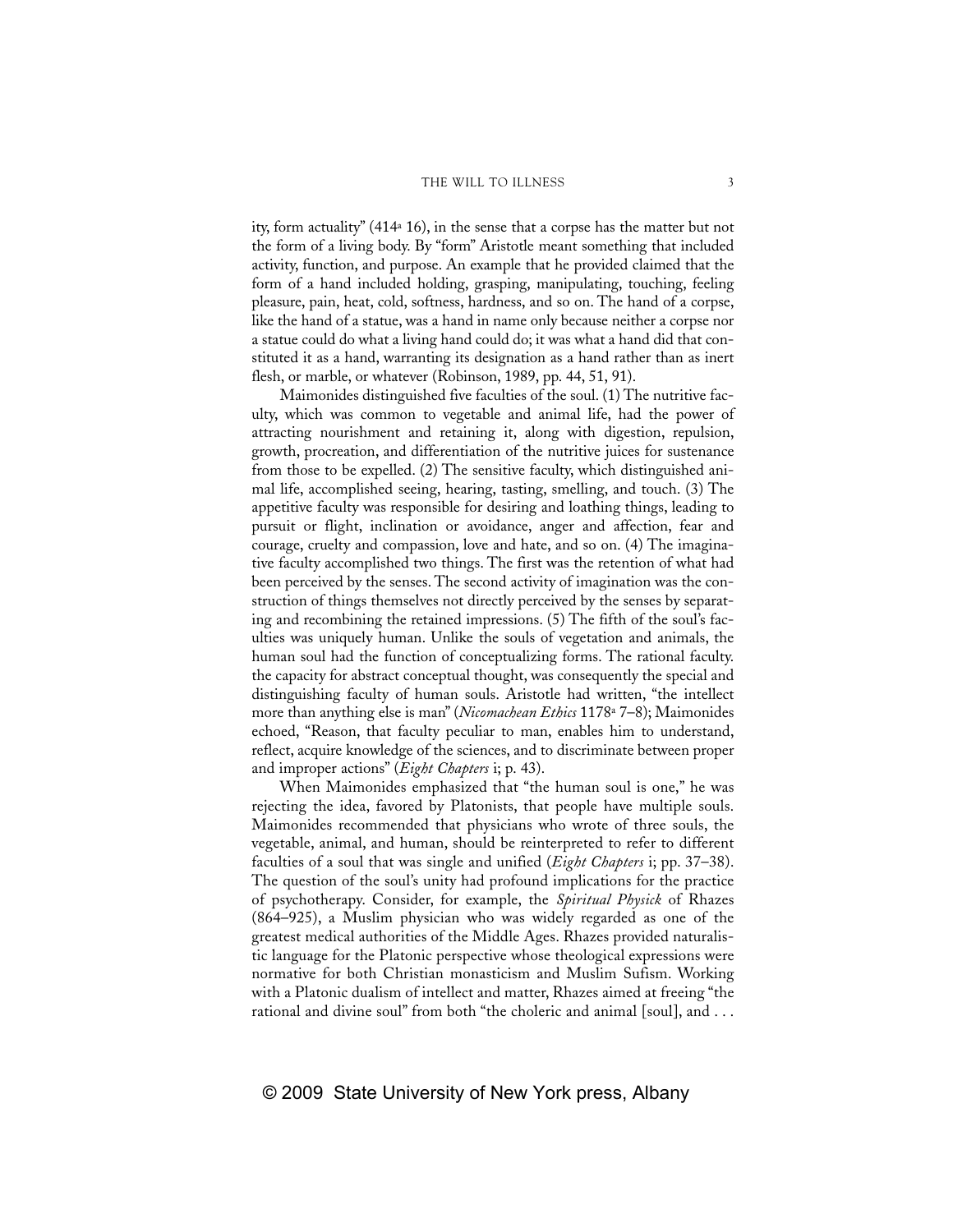ity, form actuality" (414a 16), in the sense that a corpse has the matter but not the form of a living body. By "form" Aristotle meant something that included activity, function, and purpose. An example that he provided claimed that the form of a hand included holding, grasping, manipulating, touching, feeling pleasure, pain, heat, cold, softness, hardness, and so on. The hand of a corpse, like the hand of a statue, was a hand in name only because neither a corpse nor a statue could do what a living hand could do; it was what a hand did that constituted it as a hand, warranting its designation as a hand rather than as inert flesh, or marble, or whatever (Robinson, 1989, pp. 44, 51, 91).

Maimonides distinguished five faculties of the soul. (1) The nutritive faculty, which was common to vegetable and animal life, had the power of attracting nourishment and retaining it, along with digestion, repulsion, growth, procreation, and differentiation of the nutritive juices for sustenance from those to be expelled. (2) The sensitive faculty, which distinguished animal life, accomplished seeing, hearing, tasting, smelling, and touch. (3) The appetitive faculty was responsible for desiring and loathing things, leading to pursuit or flight, inclination or avoidance, anger and affection, fear and courage, cruelty and compassion, love and hate, and so on. (4) The imaginative faculty accomplished two things. The first was the retention of what had been perceived by the senses. The second activity of imagination was the construction of things themselves not directly perceived by the senses by separating and recombining the retained impressions. (5) The fifth of the soul's faculties was uniquely human. Unlike the souls of vegetation and animals, the human soul had the function of conceptualizing forms. The rational faculty. the capacity for abstract conceptual thought, was consequently the special and distinguishing faculty of human souls. Aristotle had written, "the intellect more than anything else is man" (*Nicomachean Ethics* 1178a 7–8); Maimonides echoed, "Reason, that faculty peculiar to man, enables him to understand, reflect, acquire knowledge of the sciences, and to discriminate between proper and improper actions" (*Eight Chapters* i; p. 43).

When Maimonides emphasized that "the human soul is one," he was rejecting the idea, favored by Platonists, that people have multiple souls. Maimonides recommended that physicians who wrote of three souls, the vegetable, animal, and human, should be reinterpreted to refer to different faculties of a soul that was single and unified (*Eight Chapters* i; pp. 37–38). The question of the soul's unity had profound implications for the practice of psychotherapy. Consider, for example, the *Spiritual Physick* of Rhazes (864–925), a Muslim physician who was widely regarded as one of the greatest medical authorities of the Middle Ages. Rhazes provided naturalistic language for the Platonic perspective whose theological expressions were normative for both Christian monasticism and Muslim Sufism. Working with a Platonic dualism of intellect and matter, Rhazes aimed at freeing "the rational and divine soul" from both "the choleric and animal [soul], and . . .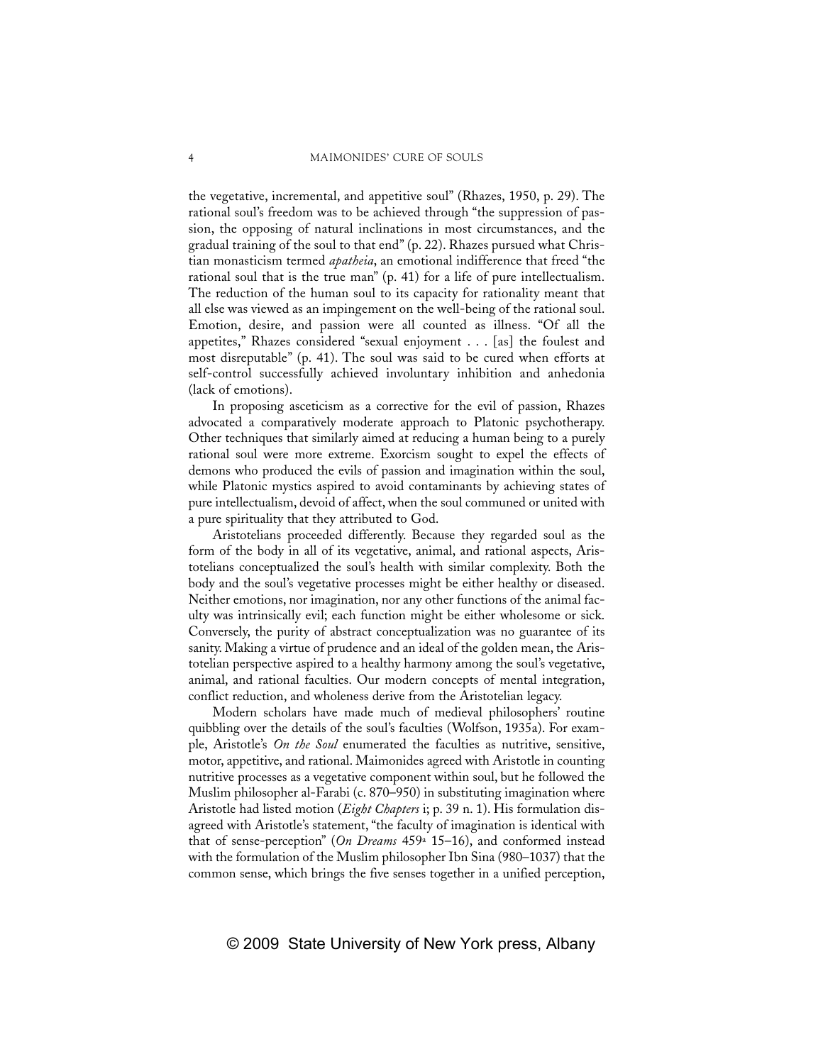the vegetative, incremental, and appetitive soul" (Rhazes, 1950, p. 29). The rational soul's freedom was to be achieved through "the suppression of passion, the opposing of natural inclinations in most circumstances, and the gradual training of the soul to that end" (p. 22). Rhazes pursued what Christian monasticism termed *apatheia*, an emotional indifference that freed "the rational soul that is the true man" (p. 41) for a life of pure intellectualism. The reduction of the human soul to its capacity for rationality meant that all else was viewed as an impingement on the well-being of the rational soul. Emotion, desire, and passion were all counted as illness. "Of all the appetites," Rhazes considered "sexual enjoyment . . . [as] the foulest and most disreputable" (p. 41). The soul was said to be cured when efforts at self-control successfully achieved involuntary inhibition and anhedonia (lack of emotions).

In proposing asceticism as a corrective for the evil of passion, Rhazes advocated a comparatively moderate approach to Platonic psychotherapy. Other techniques that similarly aimed at reducing a human being to a purely rational soul were more extreme. Exorcism sought to expel the effects of demons who produced the evils of passion and imagination within the soul, while Platonic mystics aspired to avoid contaminants by achieving states of pure intellectualism, devoid of affect, when the soul communed or united with a pure spirituality that they attributed to God.

Aristotelians proceeded differently. Because they regarded soul as the form of the body in all of its vegetative, animal, and rational aspects, Aristotelians conceptualized the soul's health with similar complexity. Both the body and the soul's vegetative processes might be either healthy or diseased. Neither emotions, nor imagination, nor any other functions of the animal faculty was intrinsically evil; each function might be either wholesome or sick. Conversely, the purity of abstract conceptualization was no guarantee of its sanity. Making a virtue of prudence and an ideal of the golden mean, the Aristotelian perspective aspired to a healthy harmony among the soul's vegetative, animal, and rational faculties. Our modern concepts of mental integration, conflict reduction, and wholeness derive from the Aristotelian legacy.

Modern scholars have made much of medieval philosophers' routine quibbling over the details of the soul's faculties (Wolfson, 1935a). For example, Aristotle's *On the Soul* enumerated the faculties as nutritive, sensitive, motor, appetitive, and rational. Maimonides agreed with Aristotle in counting nutritive processes as a vegetative component within soul, but he followed the Muslim philosopher al-Farabi (c. 870–950) in substituting imagination where Aristotle had listed motion (*Eight Chapters* i; p. 39 n. 1). His formulation disagreed with Aristotle's statement, "the faculty of imagination is identical with that of sense-perception" (*On Dreams* 459a 15–16), and conformed instead with the formulation of the Muslim philosopher Ibn Sina (980–1037) that the common sense, which brings the five senses together in a unified perception,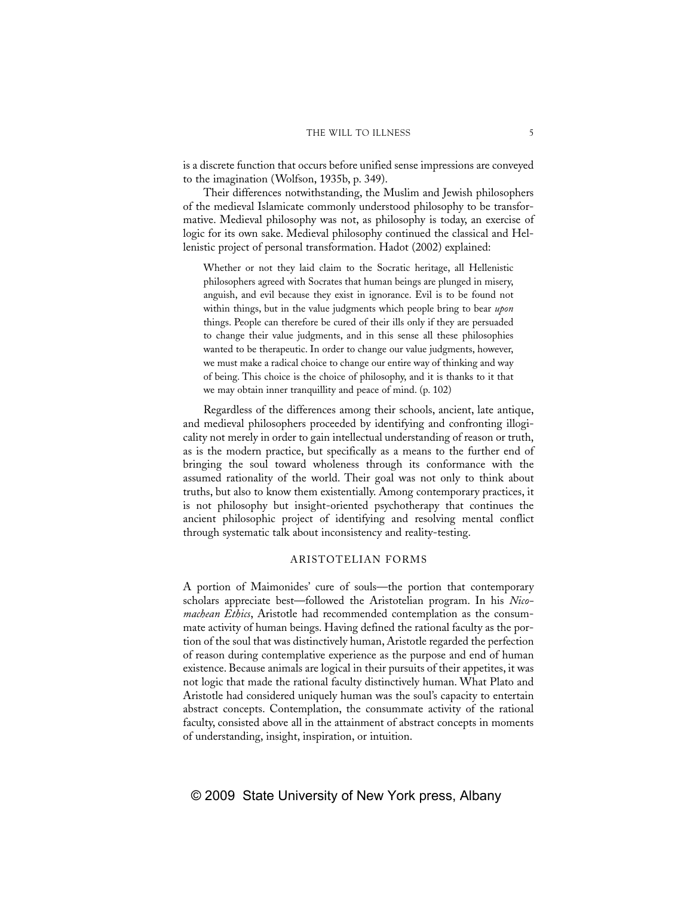is a discrete function that occurs before unified sense impressions are conveyed to the imagination (Wolfson, 1935b, p. 349).

Their differences notwithstanding, the Muslim and Jewish philosophers of the medieval Islamicate commonly understood philosophy to be transformative. Medieval philosophy was not, as philosophy is today, an exercise of logic for its own sake. Medieval philosophy continued the classical and Hellenistic project of personal transformation. Hadot (2002) explained:

> Whether or not they laid claim to the Socratic heritage, all Hellenistic philosophers agreed with Socrates that human beings are plunged in misery, anguish, and evil because they exist in ignorance. Evil is to be found not within things, but in the value judgments which people bring to bear *upon* things. People can therefore be cured of their ills only if they are persuaded to change their value judgments, and in this sense all these philosophies wanted to be therapeutic. In order to change our value judgments, however, we must make a radical choice to change our entire way of thinking and way of being. This choice is the choice of philosophy, and it is thanks to it that we may obtain inner tranquillity and peace of mind. (p. 102)

Regardless of the differences among their schools, ancient, late antique, and medieval philosophers proceeded by identifying and confronting illogicality not merely in order to gain intellectual understanding of reason or truth, as is the modern practice, but specifically as a means to the further end of bringing the soul toward wholeness through its conformance with the assumed rationality of the world. Their goal was not only to think about truths, but also to know them existentially. Among contemporary practices, it is not philosophy but insight-oriented psychotherapy that continues the ancient philosophic project of identifying and resolving mental conflict through systematic talk about inconsistency and reality-testing.

## ARISTOTELIAN FORMS

A portion of Maimonides' cure of souls—the portion that contemporary scholars appreciate best—followed the Aristotelian program. In his *Nicomachean Ethics*, Aristotle had recommended contemplation as the consummate activity of human beings. Having defined the rational faculty as the portion of the soul that was distinctively human, Aristotle regarded the perfection of reason during contemplative experience as the purpose and end of human existence. Because animals are logical in their pursuits of their appetites, it was not logic that made the rational faculty distinctively human. What Plato and Aristotle had considered uniquely human was the soul's capacity to entertain abstract concepts. Contemplation, the consummate activity of the rational faculty, consisted above all in the attainment of abstract concepts in moments of understanding, insight, inspiration, or intuition.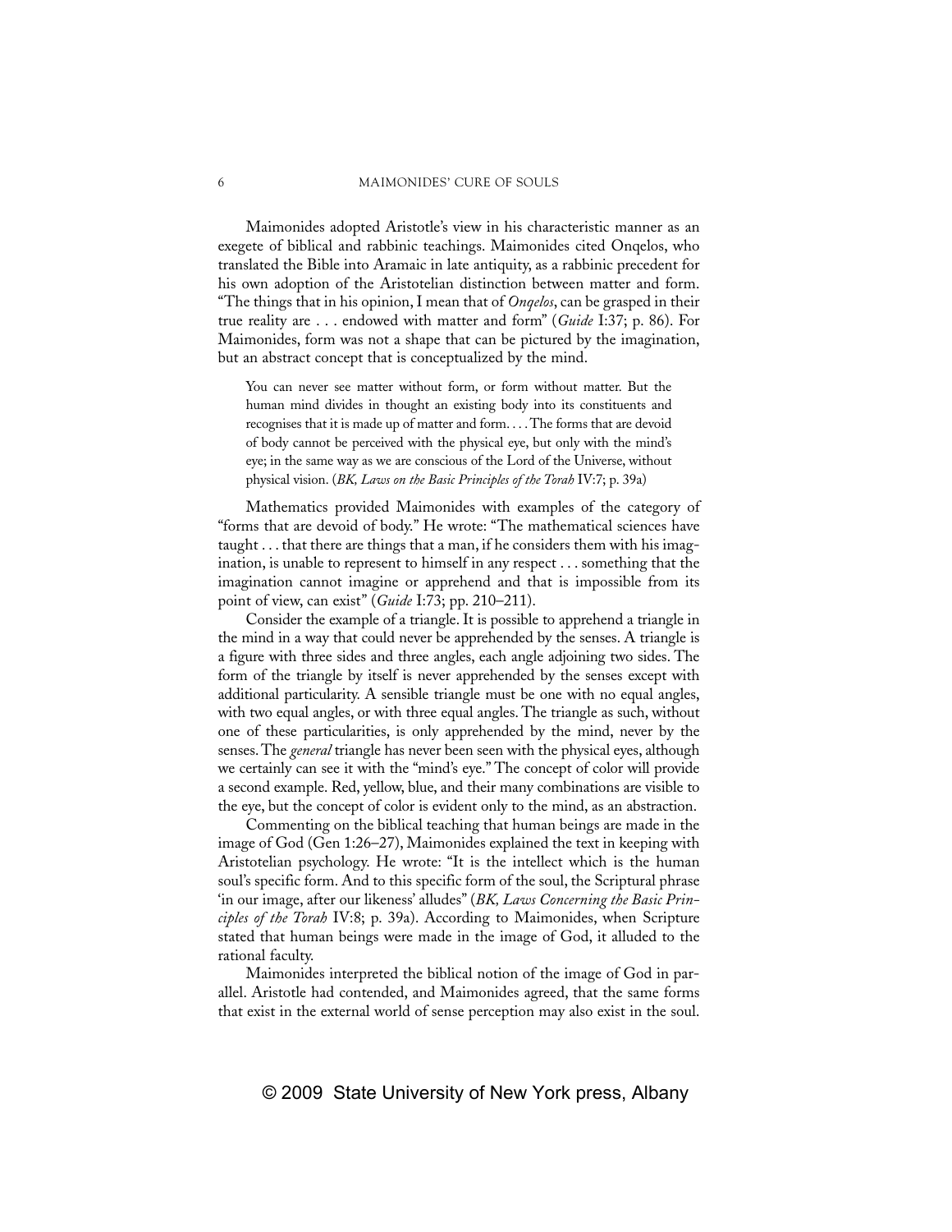Maimonides adopted Aristotle's view in his characteristic manner as an exegete of biblical and rabbinic teachings. Maimonides cited Onqelos, who translated the Bible into Aramaic in late antiquity, as a rabbinic precedent for his own adoption of the Aristotelian distinction between matter and form. "The things that in his opinion, I mean that of *Onqelos*, can be grasped in their true reality are . . . endowed with matter and form" (*Guide* I:37; p. 86). For Maimonides, form was not a shape that can be pictured by the imagination, but an abstract concept that is conceptualized by the mind.

> You can never see matter without form, or form without matter. But the human mind divides in thought an existing body into its constituents and recognises that it is made up of matter and form. . . . The forms that are devoid of body cannot be perceived with the physical eye, but only with the mind's eye; in the same way as we are conscious of the Lord of the Universe, without physical vision. (*BK, Laws on the Basic Principles of the Torah* IV:7; p. 39a)

Mathematics provided Maimonides with examples of the category of "forms that are devoid of body." He wrote: "The mathematical sciences have taught . . . that there are things that a man, if he considers them with his imagination, is unable to represent to himself in any respect . . . something that the imagination cannot imagine or apprehend and that is impossible from its point of view, can exist" (*Guide* I:73; pp. 210–211).

Consider the example of a triangle. It is possible to apprehend a triangle in the mind in a way that could never be apprehended by the senses. A triangle is a figure with three sides and three angles, each angle adjoining two sides. The form of the triangle by itself is never apprehended by the senses except with additional particularity. A sensible triangle must be one with no equal angles, with two equal angles, or with three equal angles. The triangle as such, without one of these particularities, is only apprehended by the mind, never by the senses. The *general* triangle has never been seen with the physical eyes, although we certainly can see it with the "mind's eye." The concept of color will provide a second example. Red, yellow, blue, and their many combinations are visible to the eye, but the concept of color is evident only to the mind, as an abstraction.

Commenting on the biblical teaching that human beings are made in the image of God (Gen 1:26–27), Maimonides explained the text in keeping with Aristotelian psychology. He wrote: "It is the intellect which is the human soul's specific form. And to this specific form of the soul, the Scriptural phrase 'in our image, after our likeness' alludes" (*BK, Laws Concerning the Basic Principles of the Torah* IV:8; p. 39a). According to Maimonides, when Scripture stated that human beings were made in the image of God, it alluded to the rational faculty.

Maimonides interpreted the biblical notion of the image of God in parallel. Aristotle had contended, and Maimonides agreed, that the same forms that exist in the external world of sense perception may also exist in the soul.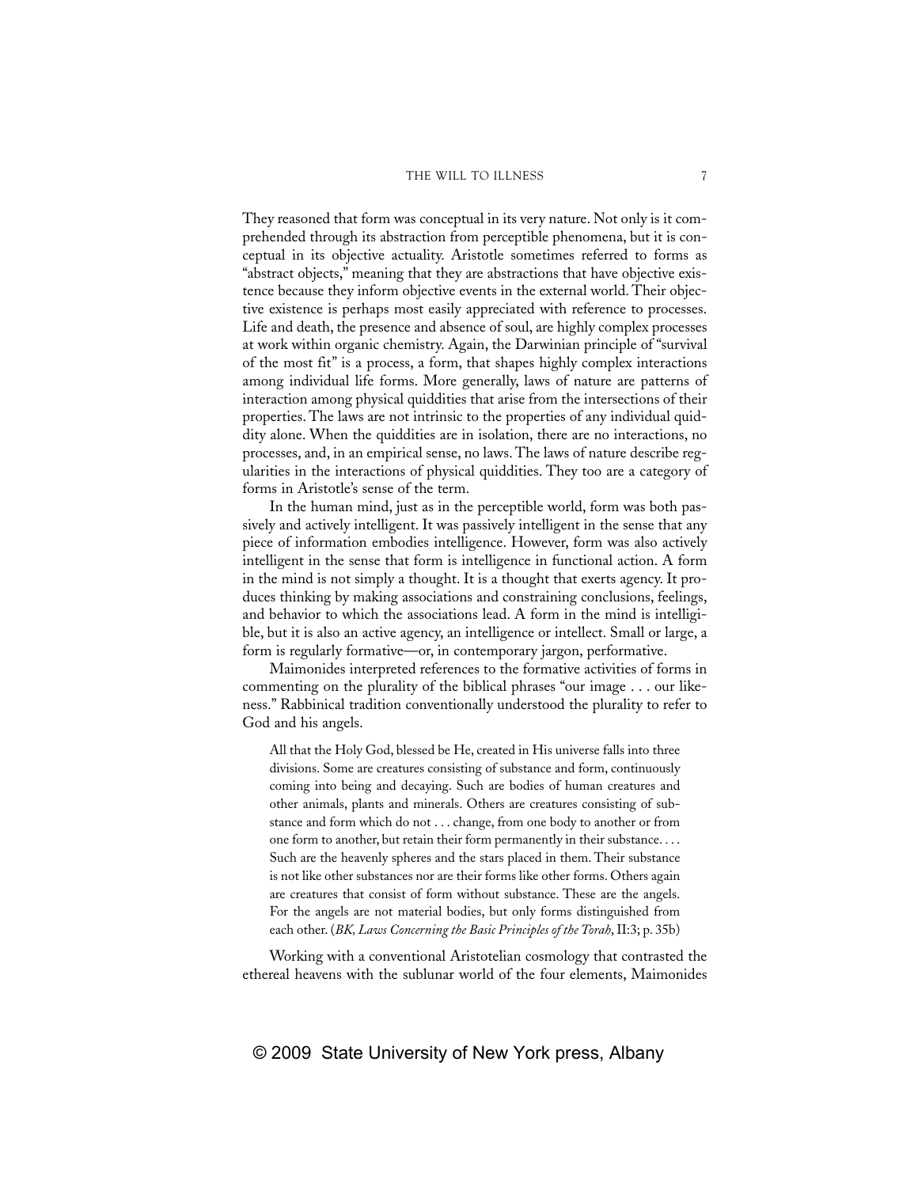They reasoned that form was conceptual in its very nature. Not only is it comprehended through its abstraction from perceptible phenomena, but it is conceptual in its objective actuality. Aristotle sometimes referred to forms as "abstract objects," meaning that they are abstractions that have objective existence because they inform objective events in the external world. Their objective existence is perhaps most easily appreciated with reference to processes. Life and death, the presence and absence of soul, are highly complex processes at work within organic chemistry. Again, the Darwinian principle of "survival of the most fit" is a process, a form, that shapes highly complex interactions among individual life forms. More generally, laws of nature are patterns of interaction among physical quiddities that arise from the intersections of their properties. The laws are not intrinsic to the properties of any individual quiddity alone. When the quiddities are in isolation, there are no interactions, no processes, and, in an empirical sense, no laws. The laws of nature describe regularities in the interactions of physical quiddities. They too are a category of forms in Aristotle's sense of the term.

In the human mind, just as in the perceptible world, form was both passively and actively intelligent. It was passively intelligent in the sense that any piece of information embodies intelligence. However, form was also actively intelligent in the sense that form is intelligence in functional action. A form in the mind is not simply a thought. It is a thought that exerts agency. It produces thinking by making associations and constraining conclusions, feelings, and behavior to which the associations lead. A form in the mind is intelligible, but it is also an active agency, an intelligence or intellect. Small or large, a form is regularly formative—or, in contemporary jargon, performative.

Maimonides interpreted references to the formative activities of forms in commenting on the plurality of the biblical phrases "our image . . . our likeness." Rabbinical tradition conventionally understood the plurality to refer to God and his angels.

> All that the Holy God, blessed be He, created in His universe falls into three divisions. Some are creatures consisting of substance and form, continuously coming into being and decaying. Such are bodies of human creatures and other animals, plants and minerals. Others are creatures consisting of substance and form which do not . . . change, from one body to another or from one form to another, but retain their form permanently in their substance. . . . Such are the heavenly spheres and the stars placed in them. Their substance is not like other substances nor are their forms like other forms. Others again are creatures that consist of form without substance. These are the angels. For the angels are not material bodies, but only forms distinguished from each other. (*BK, Laws Concerning the Basic Principles of the Torah*, II:3; p. 35b)

Working with a conventional Aristotelian cosmology that contrasted the ethereal heavens with the sublunar world of the four elements, Maimonides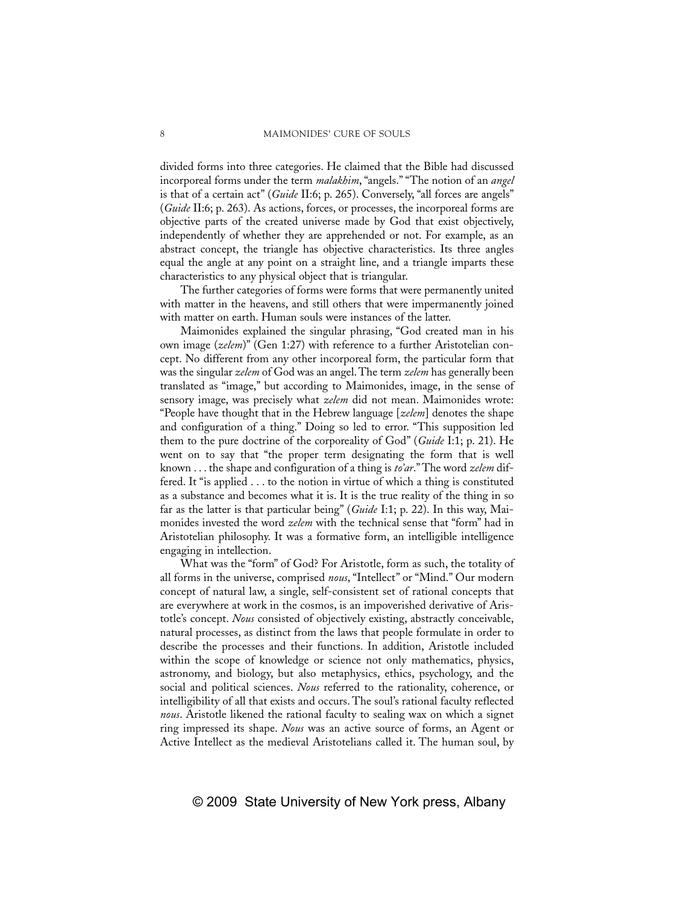divided forms into three categories. He claimed that the Bible had discussed incorporeal forms under the term *malakhim*, "angels." "The notion of an *angel* is that of a certain act" (*Guide* II:6; p. 265). Conversely, "all forces are angels" (*Guide* II:6; p. 263). As actions, forces, or processes, the incorporeal forms are objective parts of the created universe made by God that exist objectively, independently of whether they are apprehended or not. For example, as an abstract concept, the triangle has objective characteristics. Its three angles equal the angle at any point on a straight line, and a triangle imparts these characteristics to any physical object that is triangular.

The further categories of forms were forms that were permanently united with matter in the heavens, and still others that were impermanently joined with matter on earth. Human souls were instances of the latter.

Maimonides explained the singular phrasing, "God created man in his own image (*zelem*)" (Gen 1:27) with reference to a further Aristotelian concept. No different from any other incorporeal form, the particular form that was the singular *zelem* of God was an angel. The term *zelem* has generally been translated as "image," but according to Maimonides, image, in the sense of sensory image, was precisely what *zelem* did not mean. Maimonides wrote: "People have thought that in the Hebrew language [*zelem*] denotes the shape and configuration of a thing." Doing so led to error. "This supposition led them to the pure doctrine of the corporeality of God" (*Guide* I:1; p. 21). He went on to say that "the proper term designating the form that is well known . . . the shape and configuration of a thing is *to'ar*." The word *zelem* differed. It "is applied . . . to the notion in virtue of which a thing is constituted as a substance and becomes what it is. It is the true reality of the thing in so far as the latter is that particular being" (*Guide* I:1; p. 22). In this way, Maimonides invested the word *zelem* with the technical sense that "form" had in Aristotelian philosophy. It was a formative form, an intelligible intelligence engaging in intellection.

What was the "form" of God? For Aristotle, form as such, the totality of all forms in the universe, comprised *nous*, "Intellect" or "Mind." Our modern concept of natural law, a single, self-consistent set of rational concepts that are everywhere at work in the cosmos, is an impoverished derivative of Aristotle's concept. *Nous* consisted of objectively existing, abstractly conceivable, natural processes, as distinct from the laws that people formulate in order to describe the processes and their functions. In addition, Aristotle included within the scope of knowledge or science not only mathematics, physics, astronomy, and biology, but also metaphysics, ethics, psychology, and the social and political sciences. *Nous* referred to the rationality, coherence, or intelligibility of all that exists and occurs. The soul's rational faculty reflected *nous*. Aristotle likened the rational faculty to sealing wax on which a signet ring impressed its shape. *Nous* was an active source of forms, an Agent or Active Intellect as the medieval Aristotelians called it. The human soul, by

© 2009 State University of New York press, Albany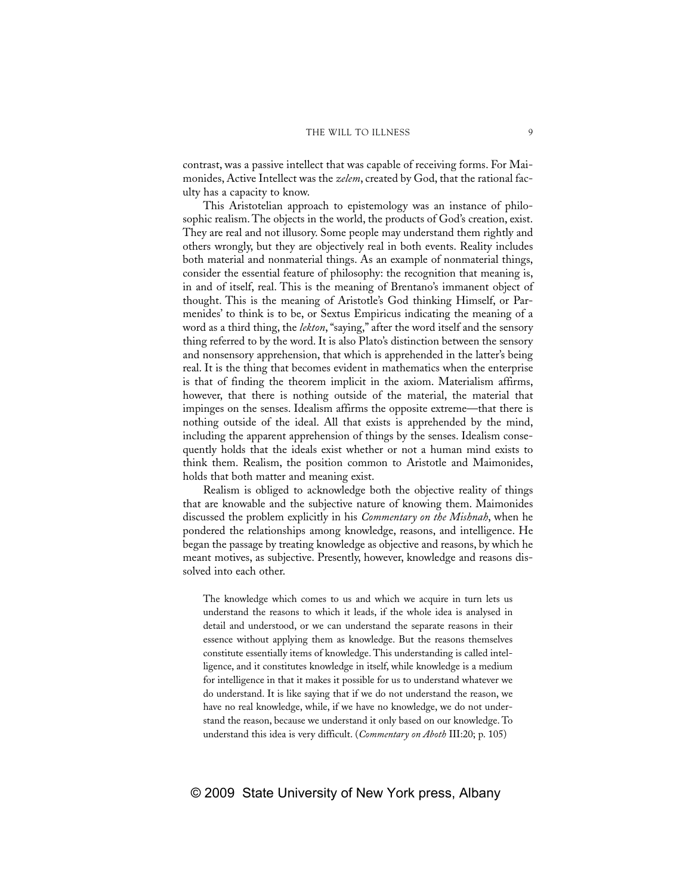contrast, was a passive intellect that was capable of receiving forms. For Maimonides, Active Intellect was the *zelem*, created by God, that the rational faculty has a capacity to know.

This Aristotelian approach to epistemology was an instance of philosophic realism. The objects in the world, the products of God's creation, exist. They are real and not illusory. Some people may understand them rightly and others wrongly, but they are objectively real in both events. Reality includes both material and nonmaterial things. As an example of nonmaterial things, consider the essential feature of philosophy: the recognition that meaning is, in and of itself, real. This is the meaning of Brentano's immanent object of thought. This is the meaning of Aristotle's God thinking Himself, or Parmenides' to think is to be, or Sextus Empiricus indicating the meaning of a word as a third thing, the *lekton*, "saying," after the word itself and the sensory thing referred to by the word. It is also Plato's distinction between the sensory and nonsensory apprehension, that which is apprehended in the latter's being real. It is the thing that becomes evident in mathematics when the enterprise is that of finding the theorem implicit in the axiom. Materialism affirms, however, that there is nothing outside of the material, the material that impinges on the senses. Idealism affirms the opposite extreme—that there is nothing outside of the ideal. All that exists is apprehended by the mind, including the apparent apprehension of things by the senses. Idealism consequently holds that the ideals exist whether or not a human mind exists to think them. Realism, the position common to Aristotle and Maimonides, holds that both matter and meaning exist.

Realism is obliged to acknowledge both the objective reality of things that are knowable and the subjective nature of knowing them. Maimonides discussed the problem explicitly in his *Commentary on the Mishnah*, when he pondered the relationships among knowledge, reasons, and intelligence. He began the passage by treating knowledge as objective and reasons, by which he meant motives, as subjective. Presently, however, knowledge and reasons dissolved into each other.

> The knowledge which comes to us and which we acquire in turn lets us understand the reasons to which it leads, if the whole idea is analysed in detail and understood, or we can understand the separate reasons in their essence without applying them as knowledge. But the reasons themselves constitute essentially items of knowledge. This understanding is called intelligence, and it constitutes knowledge in itself, while knowledge is a medium for intelligence in that it makes it possible for us to understand whatever we do understand. It is like saying that if we do not understand the reason, we have no real knowledge, while, if we have no knowledge, we do not understand the reason, because we understand it only based on our knowledge. To understand this idea is very difficult. (*Commentary on Aboth* III:20; p. 105)

© 2009 State University of New York press, Albany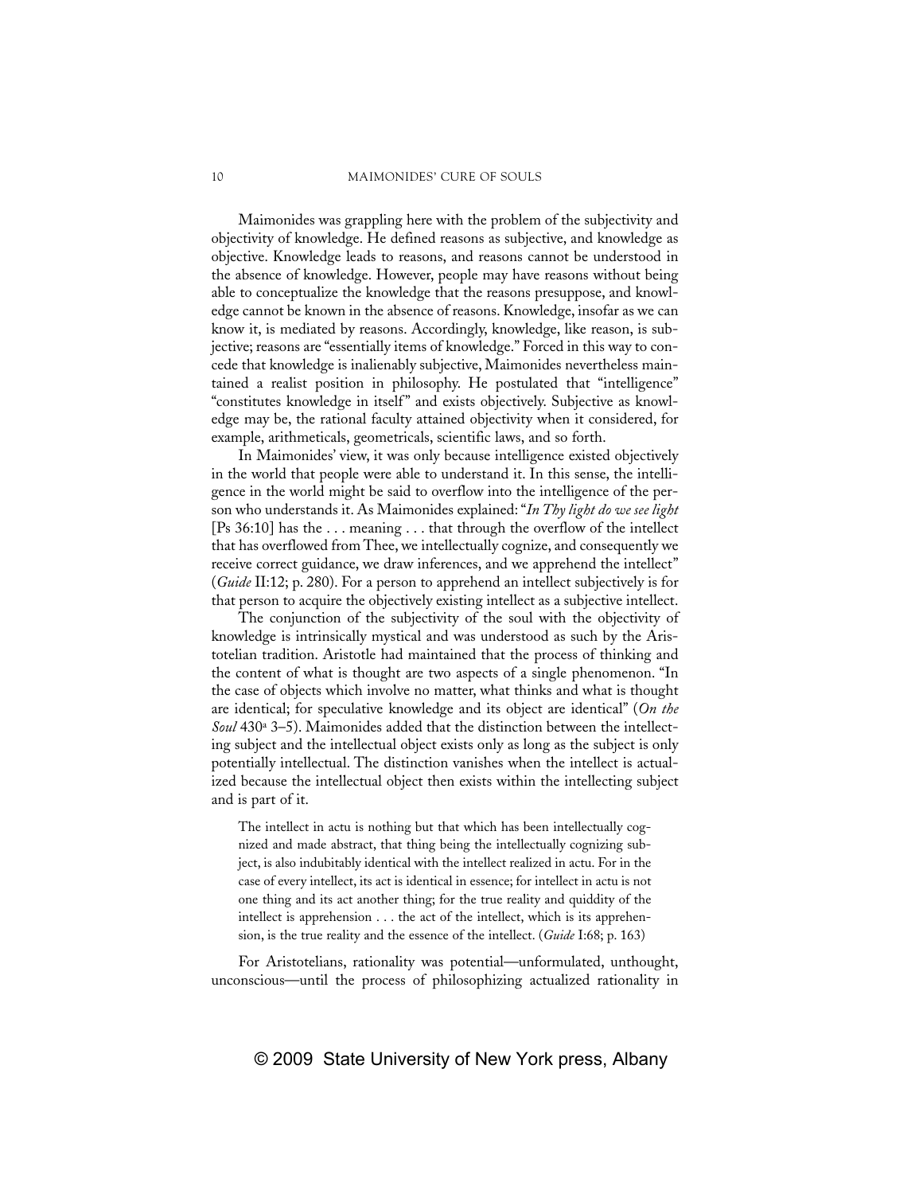Maimonides was grappling here with the problem of the subjectivity and objectivity of knowledge. He defined reasons as subjective, and knowledge as objective. Knowledge leads to reasons, and reasons cannot be understood in the absence of knowledge. However, people may have reasons without being able to conceptualize the knowledge that the reasons presuppose, and knowledge cannot be known in the absence of reasons. Knowledge, insofar as we can know it, is mediated by reasons. Accordingly, knowledge, like reason, is subjective; reasons are "essentially items of knowledge." Forced in this way to concede that knowledge is inalienably subjective, Maimonides nevertheless maintained a realist position in philosophy. He postulated that "intelligence" "constitutes knowledge in itself" and exists objectively. Subjective as knowledge may be, the rational faculty attained objectivity when it considered, for example, arithmeticals, geometricals, scientific laws, and so forth.

In Maimonides' view, it was only because intelligence existed objectively in the world that people were able to understand it. In this sense, the intelligence in the world might be said to overflow into the intelligence of the person who understands it. As Maimonides explained: "*In Thy light do we see light* [Ps 36:10] has the . . . meaning . . . that through the overflow of the intellect that has overflowed from Thee, we intellectually cognize, and consequently we receive correct guidance, we draw inferences, and we apprehend the intellect" (*Guide* II:12; p. 280). For a person to apprehend an intellect subjectively is for that person to acquire the objectively existing intellect as a subjective intellect.

The conjunction of the subjectivity of the soul with the objectivity of knowledge is intrinsically mystical and was understood as such by the Aristotelian tradition. Aristotle had maintained that the process of thinking and the content of what is thought are two aspects of a single phenomenon. "In the case of objects which involve no matter, what thinks and what is thought are identical; for speculative knowledge and its object are identical" (*On the Soul* 430ª 3–5). Maimonides added that the distinction between the intellecting subject and the intellectual object exists only as long as the subject is only potentially intellectual. The distinction vanishes when the intellect is actualized because the intellectual object then exists within the intellecting subject and is part of it.

> The intellect in actu is nothing but that which has been intellectually cognized and made abstract, that thing being the intellectually cognizing subject, is also indubitably identical with the intellect realized in actu. For in the case of every intellect, its act is identical in essence; for intellect in actu is not one thing and its act another thing; for the true reality and quiddity of the intellect is apprehension . . . the act of the intellect, which is its apprehension, is the true reality and the essence of the intellect. (*Guide* I:68; p. 163)

For Aristotelians, rationality was potential—unformulated, unthought, unconscious—until the process of philosophizing actualized rationality in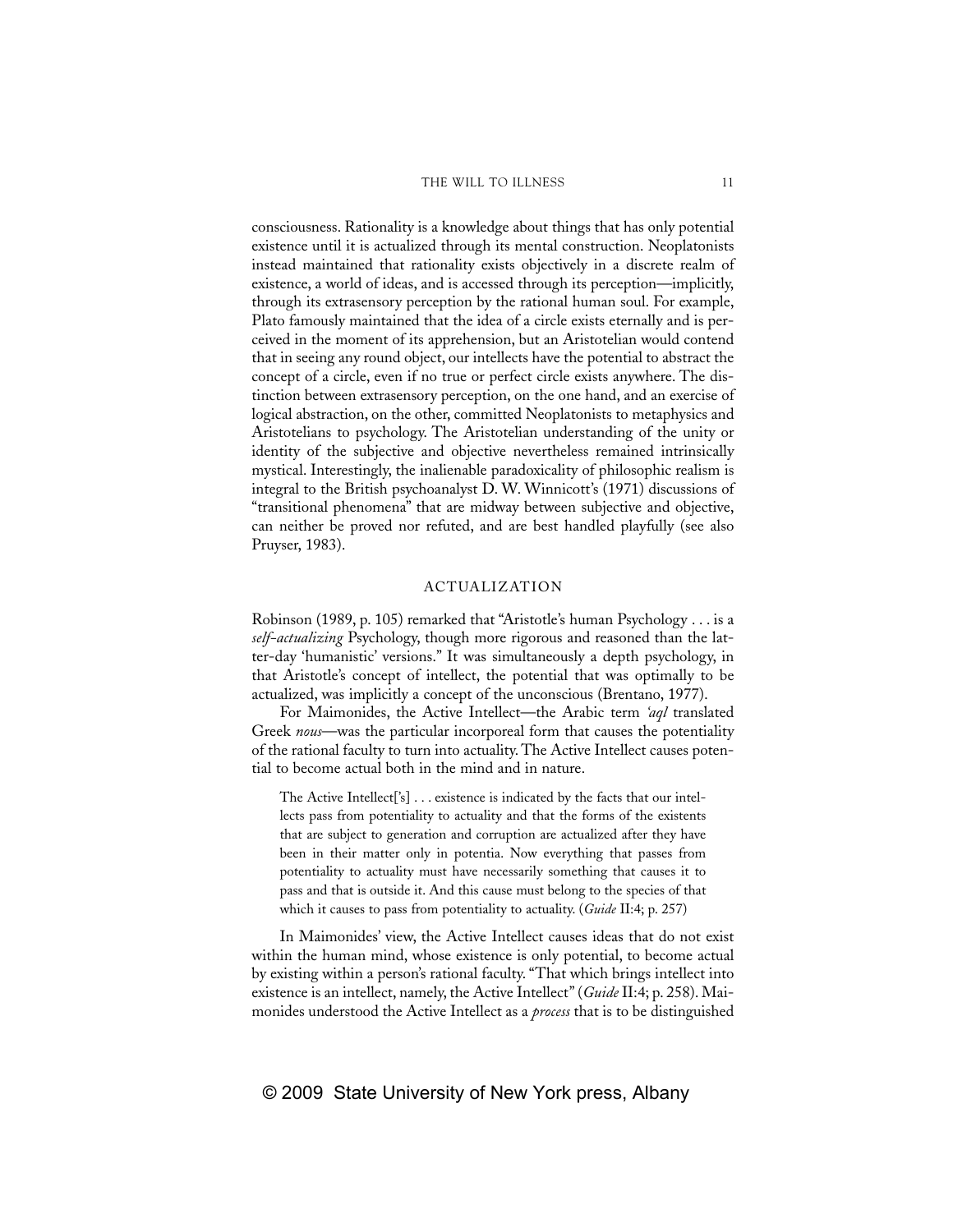consciousness. Rationality is a knowledge about things that has only potential existence until it is actualized through its mental construction. Neoplatonists instead maintained that rationality exists objectively in a discrete realm of existence, a world of ideas, and is accessed through its perception—implicitly, through its extrasensory perception by the rational human soul. For example, Plato famously maintained that the idea of a circle exists eternally and is perceived in the moment of its apprehension, but an Aristotelian would contend that in seeing any round object, our intellects have the potential to abstract the concept of a circle, even if no true or perfect circle exists anywhere. The distinction between extrasensory perception, on the one hand, and an exercise of logical abstraction, on the other, committed Neoplatonists to metaphysics and Aristotelians to psychology. The Aristotelian understanding of the unity or identity of the subjective and objective nevertheless remained intrinsically mystical. Interestingly, the inalienable paradoxicality of philosophic realism is integral to the British psychoanalyst D. W. Winnicott's (1971) discussions of "transitional phenomena" that are midway between subjective and objective, can neither be proved nor refuted, and are best handled playfully (see also Pruyser, 1983).

## ACTUALIZATION

Robinson (1989, p. 105) remarked that "Aristotle's human Psychology . . . is a *self-actualizing* Psychology, though more rigorous and reasoned than the latter-day 'humanistic' versions." It was simultaneously a depth psychology, in that Aristotle's concept of intellect, the potential that was optimally to be actualized, was implicitly a concept of the unconscious (Brentano, 1977).

For Maimonides, the Active Intellect—the Arabic term *'aql* translated Greek *nous*—was the particular incorporeal form that causes the potentiality of the rational faculty to turn into actuality. The Active Intellect causes potential to become actual both in the mind and in nature.

> The Active Intellect['s] . . . existence is indicated by the facts that our intellects pass from potentiality to actuality and that the forms of the existents that are subject to generation and corruption are actualized after they have been in their matter only in potentia. Now everything that passes from potentiality to actuality must have necessarily something that causes it to pass and that is outside it. And this cause must belong to the species of that which it causes to pass from potentiality to actuality. (*Guide* II:4; p. 257)

In Maimonides' view, the Active Intellect causes ideas that do not exist within the human mind, whose existence is only potential, to become actual by existing within a person's rational faculty. "That which brings intellect into existence is an intellect, namely, the Active Intellect" (*Guide* II:4; p. 258). Maimonides understood the Active Intellect as a *process* that is to be distinguished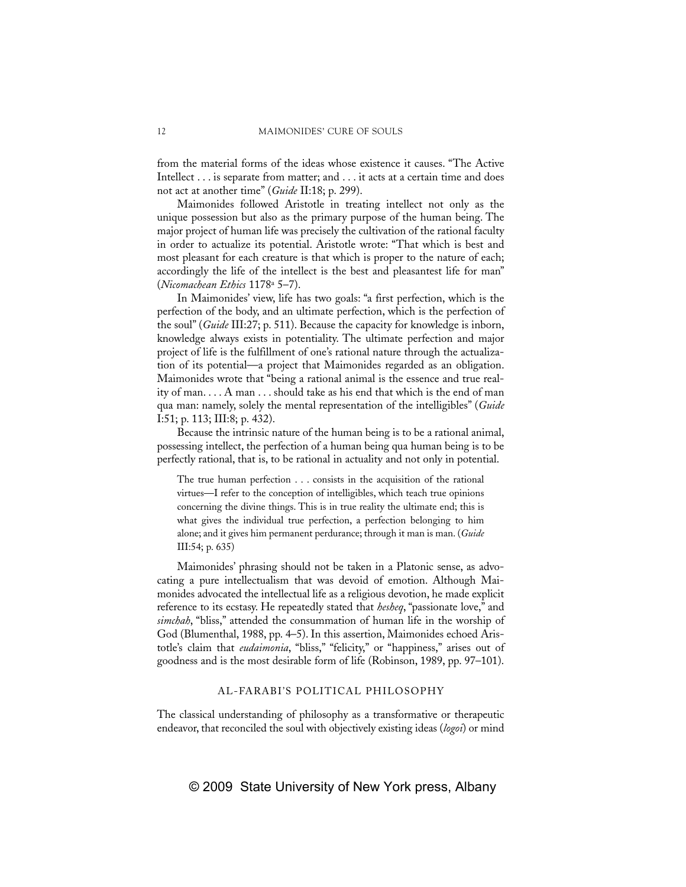from the material forms of the ideas whose existence it causes. "The Active Intellect . . . is separate from matter; and . . . it acts at a certain time and does not act at another time" (*Guide* II:18; p. 299).

Maimonides followed Aristotle in treating intellect not only as the unique possession but also as the primary purpose of the human being. The major project of human life was precisely the cultivation of the rational faculty in order to actualize its potential. Aristotle wrote: "That which is best and most pleasant for each creature is that which is proper to the nature of each; accordingly the life of the intellect is the best and pleasantest life for man" (*Nicomachean Ethics* 1178a 5–7).

In Maimonides' view, life has two goals: "a first perfection, which is the perfection of the body, and an ultimate perfection, which is the perfection of the soul" (*Guide* III:27; p. 511). Because the capacity for knowledge is inborn, knowledge always exists in potentiality. The ultimate perfection and major project of life is the fulfillment of one's rational nature through the actualization of its potential—a project that Maimonides regarded as an obligation. Maimonides wrote that "being a rational animal is the essence and true reality of man. . . . A man . . . should take as his end that which is the end of man qua man: namely, solely the mental representation of the intelligibles" (*Guide* I:51; p. 113; III:8; p. 432).

Because the intrinsic nature of the human being is to be a rational animal, possessing intellect, the perfection of a human being qua human being is to be perfectly rational, that is, to be rational in actuality and not only in potential.

> The true human perfection . . . consists in the acquisition of the rational virtues—I refer to the conception of intelligibles, which teach true opinions concerning the divine things. This is in true reality the ultimate end; this is what gives the individual true perfection, a perfection belonging to him alone; and it gives him permanent perdurance; through it man is man. (*Guide* III:54; p. 635)

Maimonides' phrasing should not be taken in a Platonic sense, as advocating a pure intellectualism that was devoid of emotion. Although Maimonides advocated the intellectual life as a religious devotion, he made explicit reference to its ecstasy. He repeatedly stated that *hesheq*, "passionate love," and *simchah*, "bliss," attended the consummation of human life in the worship of God (Blumenthal, 1988, pp. 4–5). In this assertion, Maimonides echoed Aristotle's claim that *eudaimonia*, "bliss," "felicity," or "happiness," arises out of goodness and is the most desirable form of life (Robinson, 1989, pp. 97–101).

## AL-FARABI'S POLITICAL PHILOSOPHY

The classical understanding of philosophy as a transformative or therapeutic endeavor, that reconciled the soul with objectively existing ideas (*logoi*) or mind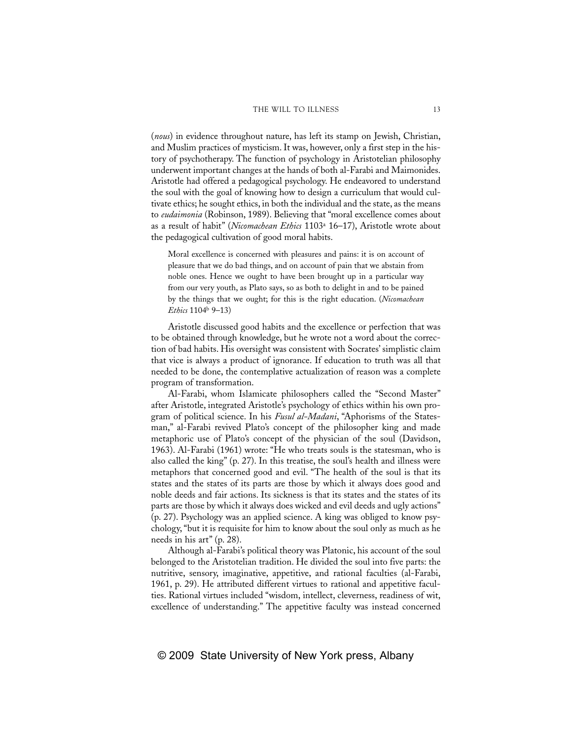(*nous*) in evidence throughout nature, has left its stamp on Jewish, Christian, and Muslim practices of mysticism. It was, however, only a first step in the history of psychotherapy. The function of psychology in Aristotelian philosophy underwent important changes at the hands of both al-Farabi and Maimonides. Aristotle had offered a pedagogical psychology. He endeavored to understand the soul with the goal of knowing how to design a curriculum that would cultivate ethics; he sought ethics, in both the individual and the state, as the means to *eudaimonia* (Robinson, 1989). Believing that "moral excellence comes about as a result of habit" (*Nicomachean Ethics* 1103[a] 16–17), Aristotle wrote about the pedagogical cultivation of good moral habits.

> Moral excellence is concerned with pleasures and pains: it is on account of pleasure that we do bad things, and on account of pain that we abstain from noble ones. Hence we ought to have been brought up in a particular way from our very youth, as Plato says, so as both to delight in and to be pained by the things that we ought; for this is the right education. (*Nicomachean Ethics* 1104[b] 9–13)

Aristotle discussed good habits and the excellence or perfection that was to be obtained through knowledge, but he wrote not a word about the correction of bad habits. His oversight was consistent with Socrates' simplistic claim that vice is always a product of ignorance. If education to truth was all that needed to be done, the contemplative actualization of reason was a complete program of transformation.

Al-Farabi, whom Islamicate philosophers called the "Second Master" after Aristotle, integrated Aristotle's psychology of ethics within his own program of political science. In his *Fusul al-Madani*, "Aphorisms of the Statesman," al-Farabi revived Plato's concept of the philosopher king and made metaphoric use of Plato's concept of the physician of the soul (Davidson, 1963). Al-Farabi (1961) wrote: "He who treats souls is the statesman, who is also called the king" (p. 27). In this treatise, the soul's health and illness were metaphors that concerned good and evil. "The health of the soul is that its states and the states of its parts are those by which it always does good and noble deeds and fair actions. Its sickness is that its states and the states of its parts are those by which it always does wicked and evil deeds and ugly actions" (p. 27). Psychology was an applied science. A king was obliged to know psychology, "but it is requisite for him to know about the soul only as much as he needs in his art" (p. 28).

Although al-Farabi's political theory was Platonic, his account of the soul belonged to the Aristotelian tradition. He divided the soul into five parts: the nutritive, sensory, imaginative, appetitive, and rational faculties (al-Farabi, 1961, p. 29). He attributed different virtues to rational and appetitive faculties. Rational virtues included "wisdom, intellect, cleverness, readiness of wit, excellence of understanding." The appetitive faculty was instead concerned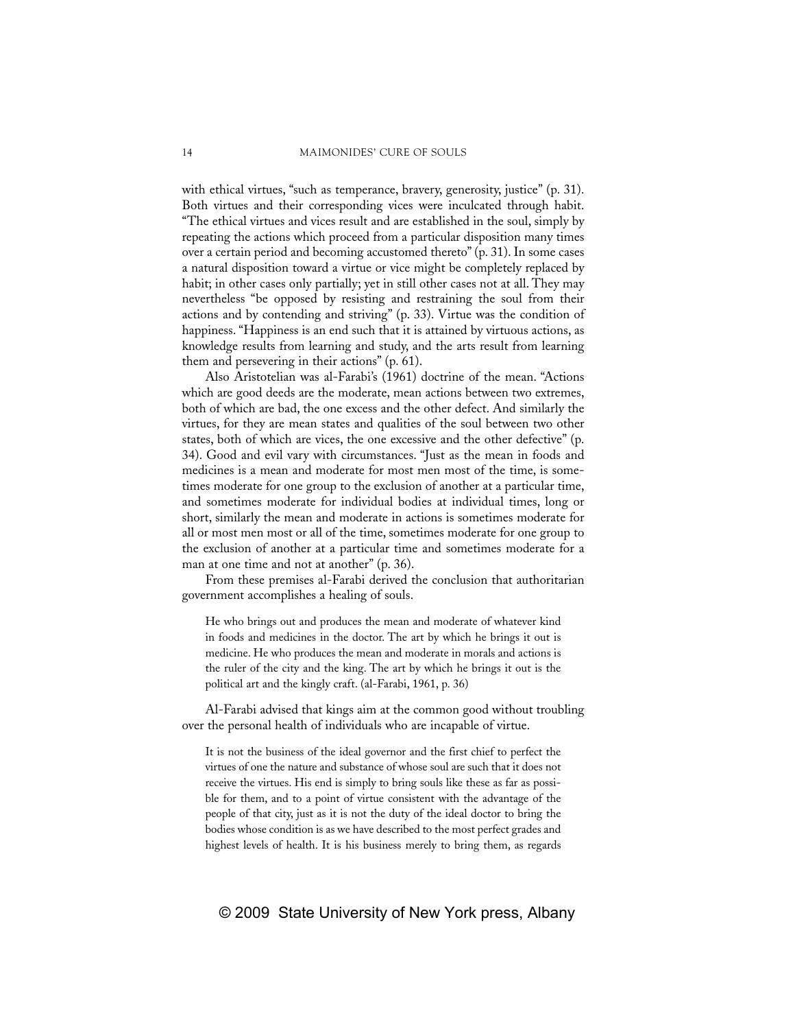with ethical virtues, "such as temperance, bravery, generosity, justice" (p. 31). Both virtues and their corresponding vices were inculcated through habit. "The ethical virtues and vices result and are established in the soul, simply by repeating the actions which proceed from a particular disposition many times over a certain period and becoming accustomed thereto" (p. 31). In some cases a natural disposition toward a virtue or vice might be completely replaced by habit; in other cases only partially; yet in still other cases not at all. They may nevertheless "be opposed by resisting and restraining the soul from their actions and by contending and striving" (p. 33). Virtue was the condition of happiness. "Happiness is an end such that it is attained by virtuous actions, as knowledge results from learning and study, and the arts result from learning them and persevering in their actions" (p. 61).

Also Aristotelian was al-Farabi's (1961) doctrine of the mean. "Actions which are good deeds are the moderate, mean actions between two extremes, both of which are bad, the one excess and the other defect. And similarly the virtues, for they are mean states and qualities of the soul between two other states, both of which are vices, the one excessive and the other defective" (p. 34). Good and evil vary with circumstances. "Just as the mean in foods and medicines is a mean and moderate for most men most of the time, is sometimes moderate for one group to the exclusion of another at a particular time, and sometimes moderate for individual bodies at individual times, long or short, similarly the mean and moderate in actions is sometimes moderate for all or most men most or all of the time, sometimes moderate for one group to the exclusion of another at a particular time and sometimes moderate for a man at one time and not at another" (p. 36).

From these premises al-Farabi derived the conclusion that authoritarian government accomplishes a healing of souls.

> He who brings out and produces the mean and moderate of whatever kind in foods and medicines in the doctor. The art by which he brings it out is medicine. He who produces the mean and moderate in morals and actions is the ruler of the city and the king. The art by which he brings it out is the political art and the kingly craft. (al-Farabi, 1961, p. 36)

Al-Farabi advised that kings aim at the common good without troubling over the personal health of individuals who are incapable of virtue.

> It is not the business of the ideal governor and the first chief to perfect the virtues of one the nature and substance of whose soul are such that it does not receive the virtues. His end is simply to bring souls like these as far as possible for them, and to a point of virtue consistent with the advantage of the people of that city, just as it is not the duty of the ideal doctor to bring the bodies whose condition is as we have described to the most perfect grades and highest levels of health. It is his business merely to bring them, as regards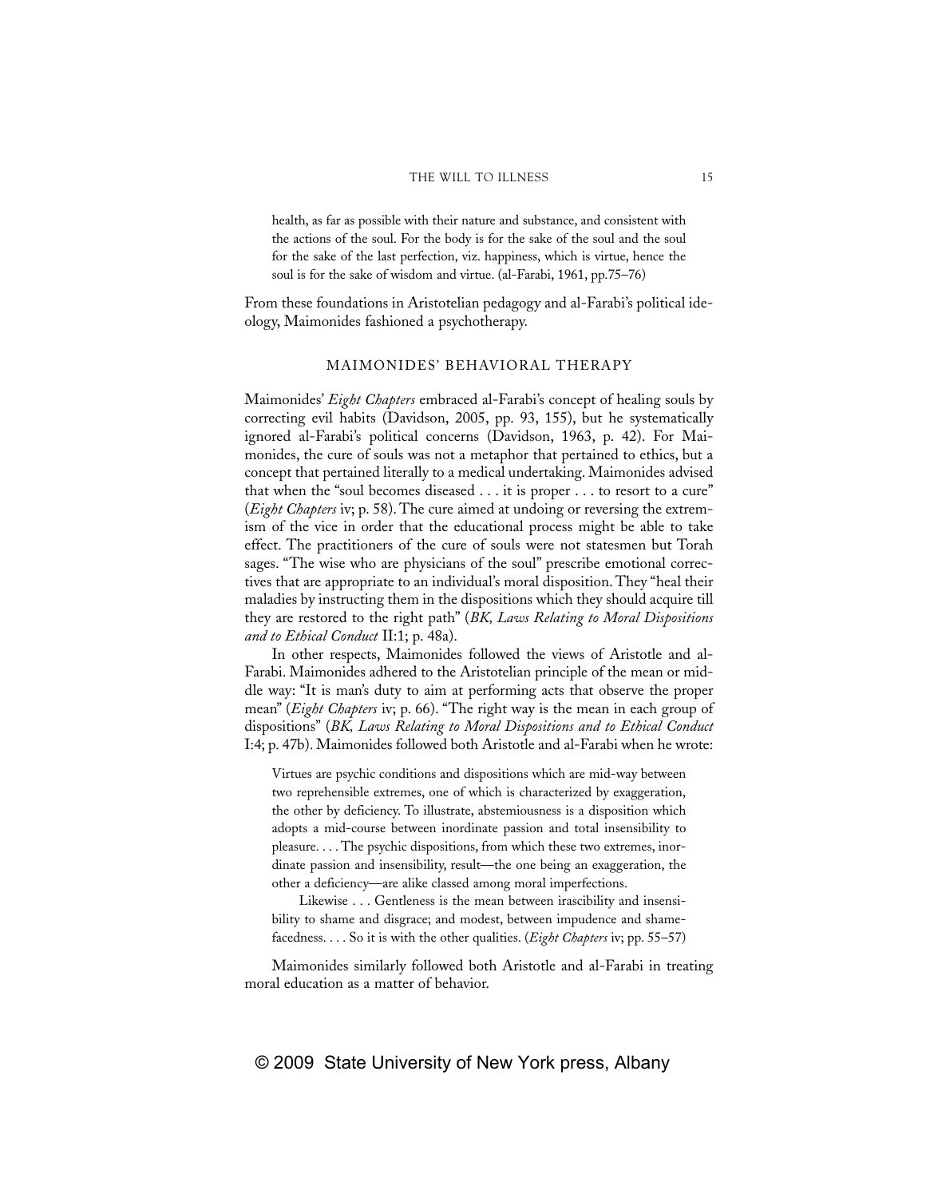> health, as far as possible with their nature and substance, and consistent with the actions of the soul. For the body is for the sake of the soul and the soul for the sake of the last perfection, viz. happiness, which is virtue, hence the soul is for the sake of wisdom and virtue. (al-Farabi, 1961, pp.75–76)

From these foundations in Aristotelian pedagogy and al-Farabi's political ideology, Maimonides fashioned a psychotherapy.

## MAIMONIDES' BEHAVIORAL THERAPY

Maimonides' *Eight Chapters* embraced al-Farabi's concept of healing souls by correcting evil habits (Davidson, 2005, pp. 93, 155), but he systematically ignored al-Farabi's political concerns (Davidson, 1963, p. 42). For Maimonides, the cure of souls was not a metaphor that pertained to ethics, but a concept that pertained literally to a medical undertaking. Maimonides advised that when the "soul becomes diseased . . . it is proper . . . to resort to a cure" (*Eight Chapters* iv; p. 58). The cure aimed at undoing or reversing the extremism of the vice in order that the educational process might be able to take effect. The practitioners of the cure of souls were not statesmen but Torah sages. "The wise who are physicians of the soul" prescribe emotional correctives that are appropriate to an individual's moral disposition. They "heal their maladies by instructing them in the dispositions which they should acquire till they are restored to the right path" (*BK, Laws Relating to Moral Dispositions and to Ethical Conduct* II:1; p. 48a).

In other respects, Maimonides followed the views of Aristotle and al-Farabi. Maimonides adhered to the Aristotelian principle of the mean or middle way: "It is man's duty to aim at performing acts that observe the proper mean" (*Eight Chapters* iv; p. 66). "The right way is the mean in each group of dispositions" (*BK, Laws Relating to Moral Dispositions and to Ethical Conduct* I:4; p. 47b). Maimonides followed both Aristotle and al-Farabi when he wrote:

> Virtues are psychic conditions and dispositions which are mid-way between two reprehensible extremes, one of which is characterized by exaggeration, the other by deficiency. To illustrate, abstemiousness is a disposition which adopts a mid-course between inordinate passion and total insensibility to pleasure. . . . The psychic dispositions, from which these two extremes, inordinate passion and insensibility, result—the one being an exaggeration, the other a deficiency—are alike classed among moral imperfections.
>
> Likewise . . . Gentleness is the mean between irascibility and insensibility to shame and disgrace; and modest, between impudence and shamefacedness. . . . So it is with the other qualities. (*Eight Chapters* iv; pp. 55–57)

Maimonides similarly followed both Aristotle and al-Farabi in treating moral education as a matter of behavior.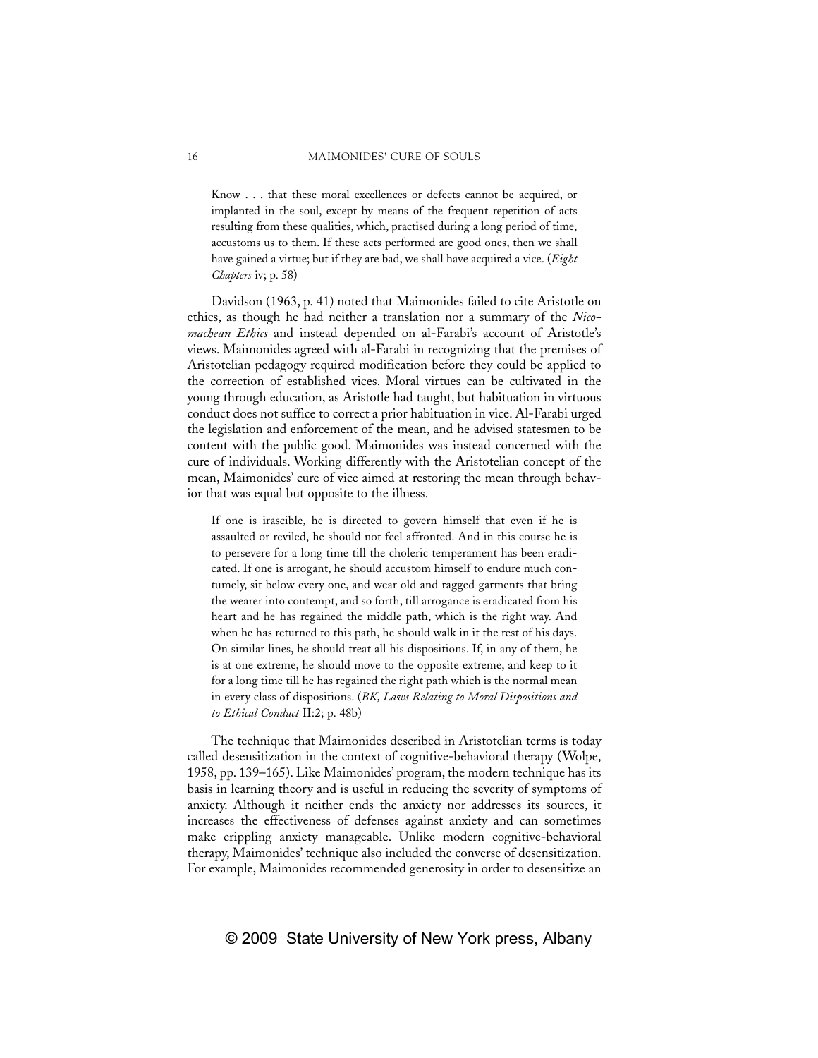> Know . . . that these moral excellences or defects cannot be acquired, or implanted in the soul, except by means of the frequent repetition of acts resulting from these qualities, which, practised during a long period of time, accustoms us to them. If these acts performed are good ones, then we shall have gained a virtue; but if they are bad, we shall have acquired a vice. (*Eight Chapters* iv; p. 58)

Davidson (1963, p. 41) noted that Maimonides failed to cite Aristotle on ethics, as though he had neither a translation nor a summary of the *Nicomachean Ethics* and instead depended on al-Farabi's account of Aristotle's views. Maimonides agreed with al-Farabi in recognizing that the premises of Aristotelian pedagogy required modification before they could be applied to the correction of established vices. Moral virtues can be cultivated in the young through education, as Aristotle had taught, but habituation in virtuous conduct does not suffice to correct a prior habituation in vice. Al-Farabi urged the legislation and enforcement of the mean, and he advised statesmen to be content with the public good. Maimonides was instead concerned with the cure of individuals. Working differently with the Aristotelian concept of the mean, Maimonides' cure of vice aimed at restoring the mean through behavior that was equal but opposite to the illness.

> If one is irascible, he is directed to govern himself that even if he is assaulted or reviled, he should not feel affronted. And in this course he is to persevere for a long time till the choleric temperament has been eradicated. If one is arrogant, he should accustom himself to endure much contumely, sit below every one, and wear old and ragged garments that bring the wearer into contempt, and so forth, till arrogance is eradicated from his heart and he has regained the middle path, which is the right way. And when he has returned to this path, he should walk in it the rest of his days. On similar lines, he should treat all his dispositions. If, in any of them, he is at one extreme, he should move to the opposite extreme, and keep to it for a long time till he has regained the right path which is the normal mean in every class of dispositions. (*BK, Laws Relating to Moral Dispositions and to Ethical Conduct* II:2; p. 48b)

The technique that Maimonides described in Aristotelian terms is today called desensitization in the context of cognitive-behavioral therapy (Wolpe, 1958, pp. 139–165). Like Maimonides' program, the modern technique has its basis in learning theory and is useful in reducing the severity of symptoms of anxiety. Although it neither ends the anxiety nor addresses its sources, it increases the effectiveness of defenses against anxiety and can sometimes make crippling anxiety manageable. Unlike modern cognitive-behavioral therapy, Maimonides' technique also included the converse of desensitization. For example, Maimonides recommended generosity in order to desensitize an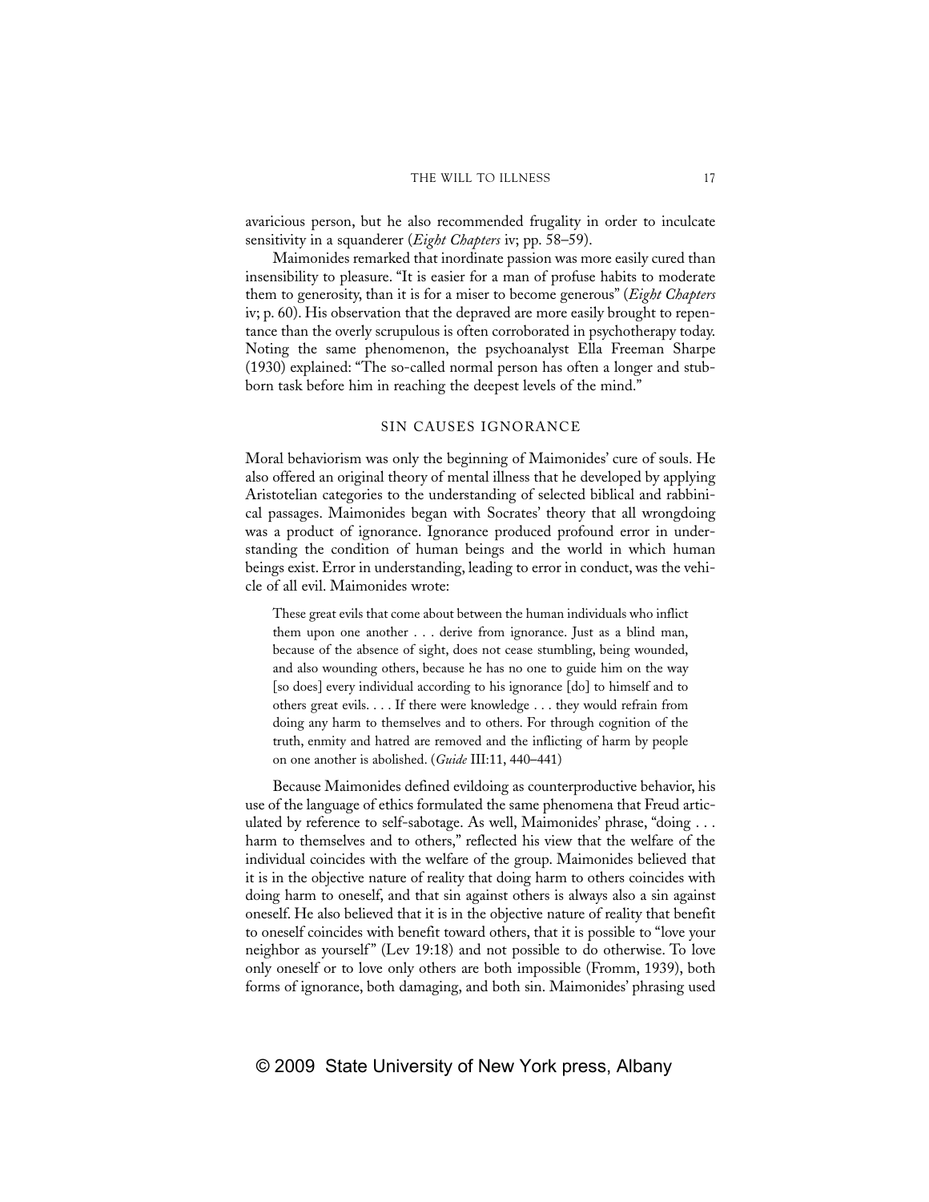avaricious person, but he also recommended frugality in order to inculcate sensitivity in a squanderer (*Eight Chapters* iv; pp. 58–59).

Maimonides remarked that inordinate passion was more easily cured than insensibility to pleasure. "It is easier for a man of profuse habits to moderate them to generosity, than it is for a miser to become generous" (*Eight Chapters* iv; p. 60). His observation that the depraved are more easily brought to repentance than the overly scrupulous is often corroborated in psychotherapy today. Noting the same phenomenon, the psychoanalyst Ella Freeman Sharpe (1930) explained: "The so-called normal person has often a longer and stubborn task before him in reaching the deepest levels of the mind."

## SIN CAUSES IGNORANCE

Moral behaviorism was only the beginning of Maimonides' cure of souls. He also offered an original theory of mental illness that he developed by applying Aristotelian categories to the understanding of selected biblical and rabbinical passages. Maimonides began with Socrates' theory that all wrongdoing was a product of ignorance. Ignorance produced profound error in understanding the condition of human beings and the world in which human beings exist. Error in understanding, leading to error in conduct, was the vehicle of all evil. Maimonides wrote:

> These great evils that come about between the human individuals who inflict them upon one another . . . derive from ignorance. Just as a blind man, because of the absence of sight, does not cease stumbling, being wounded, and also wounding others, because he has no one to guide him on the way [so does] every individual according to his ignorance [do] to himself and to others great evils. . . . If there were knowledge . . . they would refrain from doing any harm to themselves and to others. For through cognition of the truth, enmity and hatred are removed and the inflicting of harm by people on one another is abolished. (*Guide* III:11, 440–441)

Because Maimonides defined evildoing as counterproductive behavior, his use of the language of ethics formulated the same phenomena that Freud articulated by reference to self-sabotage. As well, Maimonides' phrase, "doing . . . harm to themselves and to others," reflected his view that the welfare of the individual coincides with the welfare of the group. Maimonides believed that it is in the objective nature of reality that doing harm to others coincides with doing harm to oneself, and that sin against others is always also a sin against oneself. He also believed that it is in the objective nature of reality that benefit to oneself coincides with benefit toward others, that it is possible to "love your neighbor as yourself" (Lev 19:18) and not possible to do otherwise. To love only oneself or to love only others are both impossible (Fromm, 1939), both forms of ignorance, both damaging, and both sin. Maimonides' phrasing used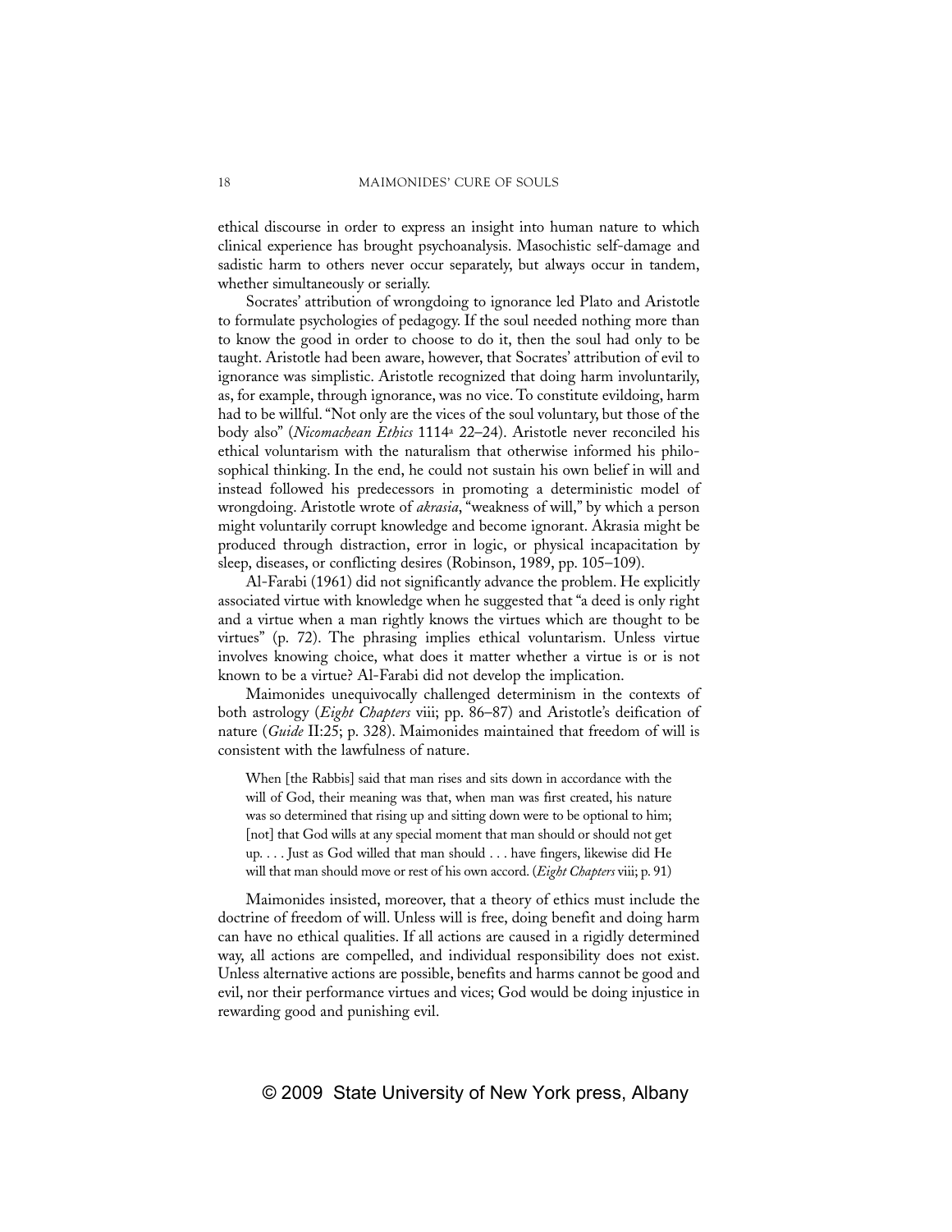ethical discourse in order to express an insight into human nature to which clinical experience has brought psychoanalysis. Masochistic self-damage and sadistic harm to others never occur separately, but always occur in tandem, whether simultaneously or serially.

Socrates' attribution of wrongdoing to ignorance led Plato and Aristotle to formulate psychologies of pedagogy. If the soul needed nothing more than to know the good in order to choose to do it, then the soul had only to be taught. Aristotle had been aware, however, that Socrates' attribution of evil to ignorance was simplistic. Aristotle recognized that doing harm involuntarily, as, for example, through ignorance, was no vice. To constitute evildoing, harm had to be willful. "Not only are the vices of the soul voluntary, but those of the body also" (*Nicomachean Ethics* 1114[a] 22–24). Aristotle never reconciled his ethical voluntarism with the naturalism that otherwise informed his philosophical thinking. In the end, he could not sustain his own belief in will and instead followed his predecessors in promoting a deterministic model of wrongdoing. Aristotle wrote of *akrasia*, "weakness of will," by which a person might voluntarily corrupt knowledge and become ignorant. Akrasia might be produced through distraction, error in logic, or physical incapacitation by sleep, diseases, or conflicting desires (Robinson, 1989, pp. 105–109).

Al-Farabi (1961) did not significantly advance the problem. He explicitly associated virtue with knowledge when he suggested that "a deed is only right and a virtue when a man rightly knows the virtues which are thought to be virtues" (p. 72). The phrasing implies ethical voluntarism. Unless virtue involves knowing choice, what does it matter whether a virtue is or is not known to be a virtue? Al-Farabi did not develop the implication.

Maimonides unequivocally challenged determinism in the contexts of both astrology (*Eight Chapters* viii; pp. 86–87) and Aristotle's deification of nature (*Guide* II:25; p. 328). Maimonides maintained that freedom of will is consistent with the lawfulness of nature.

> When [the Rabbis] said that man rises and sits down in accordance with the will of God, their meaning was that, when man was first created, his nature was so determined that rising up and sitting down were to be optional to him; [not] that God wills at any special moment that man should or should not get up. . . . Just as God willed that man should . . . have fingers, likewise did He will that man should move or rest of his own accord. (*Eight Chapters* viii; p. 91)

Maimonides insisted, moreover, that a theory of ethics must include the doctrine of freedom of will. Unless will is free, doing benefit and doing harm can have no ethical qualities. If all actions are caused in a rigidly determined way, all actions are compelled, and individual responsibility does not exist. Unless alternative actions are possible, benefits and harms cannot be good and evil, nor their performance virtues and vices; God would be doing injustice in rewarding good and punishing evil.

© 2009 State University of New York press, Albany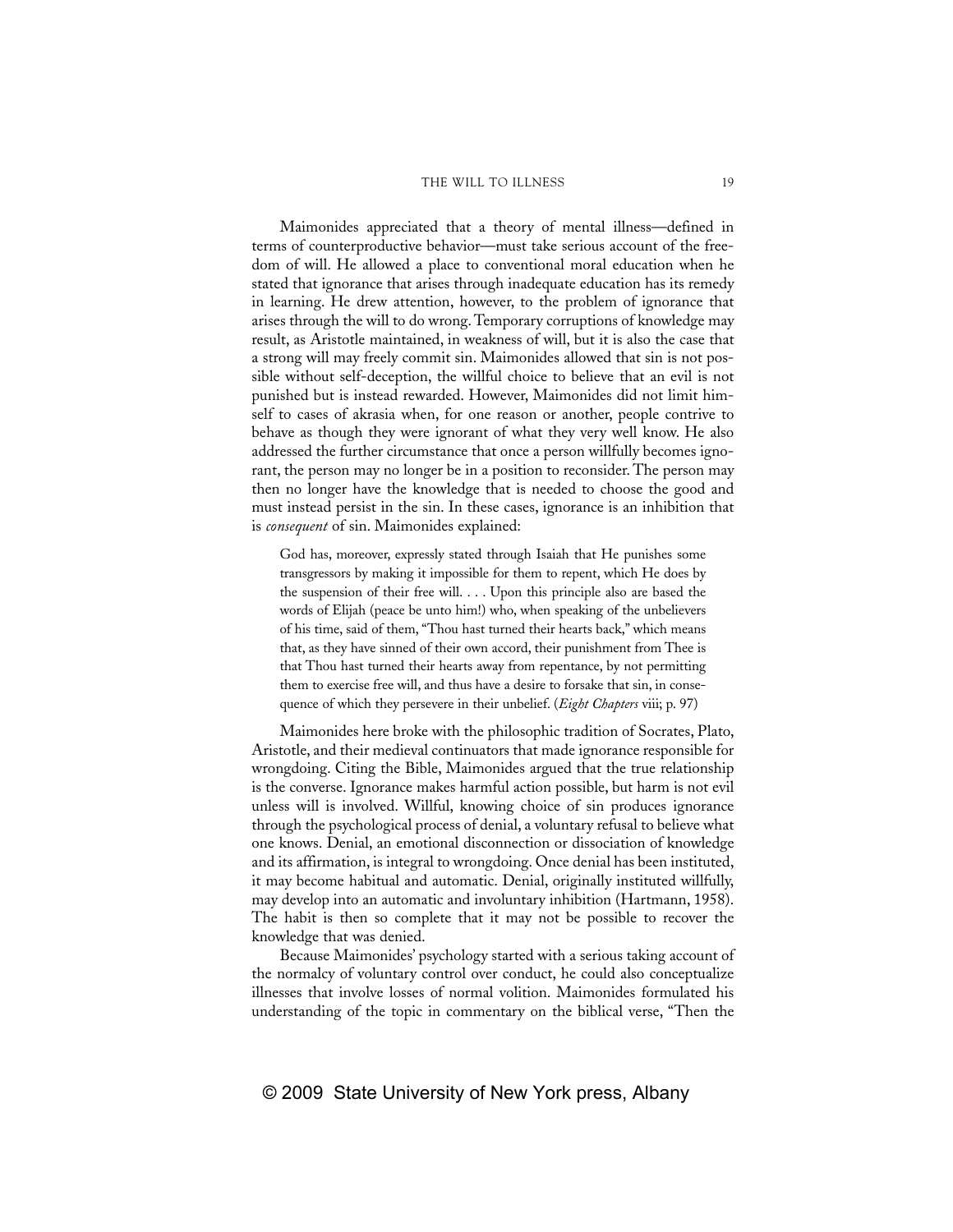Maimonides appreciated that a theory of mental illness—defined in terms of counterproductive behavior—must take serious account of the freedom of will. He allowed a place to conventional moral education when he stated that ignorance that arises through inadequate education has its remedy in learning. He drew attention, however, to the problem of ignorance that arises through the will to do wrong. Temporary corruptions of knowledge may result, as Aristotle maintained, in weakness of will, but it is also the case that a strong will may freely commit sin. Maimonides allowed that sin is not possible without self-deception, the willful choice to believe that an evil is not punished but is instead rewarded. However, Maimonides did not limit himself to cases of akrasia when, for one reason or another, people contrive to behave as though they were ignorant of what they very well know. He also addressed the further circumstance that once a person willfully becomes ignorant, the person may no longer be in a position to reconsider. The person may then no longer have the knowledge that is needed to choose the good and must instead persist in the sin. In these cases, ignorance is an inhibition that is *consequent* of sin. Maimonides explained:

> God has, moreover, expressly stated through Isaiah that He punishes some transgressors by making it impossible for them to repent, which He does by the suspension of their free will. . . . Upon this principle also are based the words of Elijah (peace be unto him!) who, when speaking of the unbelievers of his time, said of them, "Thou hast turned their hearts back," which means that, as they have sinned of their own accord, their punishment from Thee is that Thou hast turned their hearts away from repentance, by not permitting them to exercise free will, and thus have a desire to forsake that sin, in consequence of which they persevere in their unbelief. (*Eight Chapters* viii; p. 97)

Maimonides here broke with the philosophic tradition of Socrates, Plato, Aristotle, and their medieval continuators that made ignorance responsible for wrongdoing. Citing the Bible, Maimonides argued that the true relationship is the converse. Ignorance makes harmful action possible, but harm is not evil unless will is involved. Willful, knowing choice of sin produces ignorance through the psychological process of denial, a voluntary refusal to believe what one knows. Denial, an emotional disconnection or dissociation of knowledge and its affirmation, is integral to wrongdoing. Once denial has been instituted, it may become habitual and automatic. Denial, originally instituted willfully, may develop into an automatic and involuntary inhibition (Hartmann, 1958). The habit is then so complete that it may not be possible to recover the knowledge that was denied.

Because Maimonides' psychology started with a serious taking account of the normalcy of voluntary control over conduct, he could also conceptualize illnesses that involve losses of normal volition. Maimonides formulated his understanding of the topic in commentary on the biblical verse, "Then the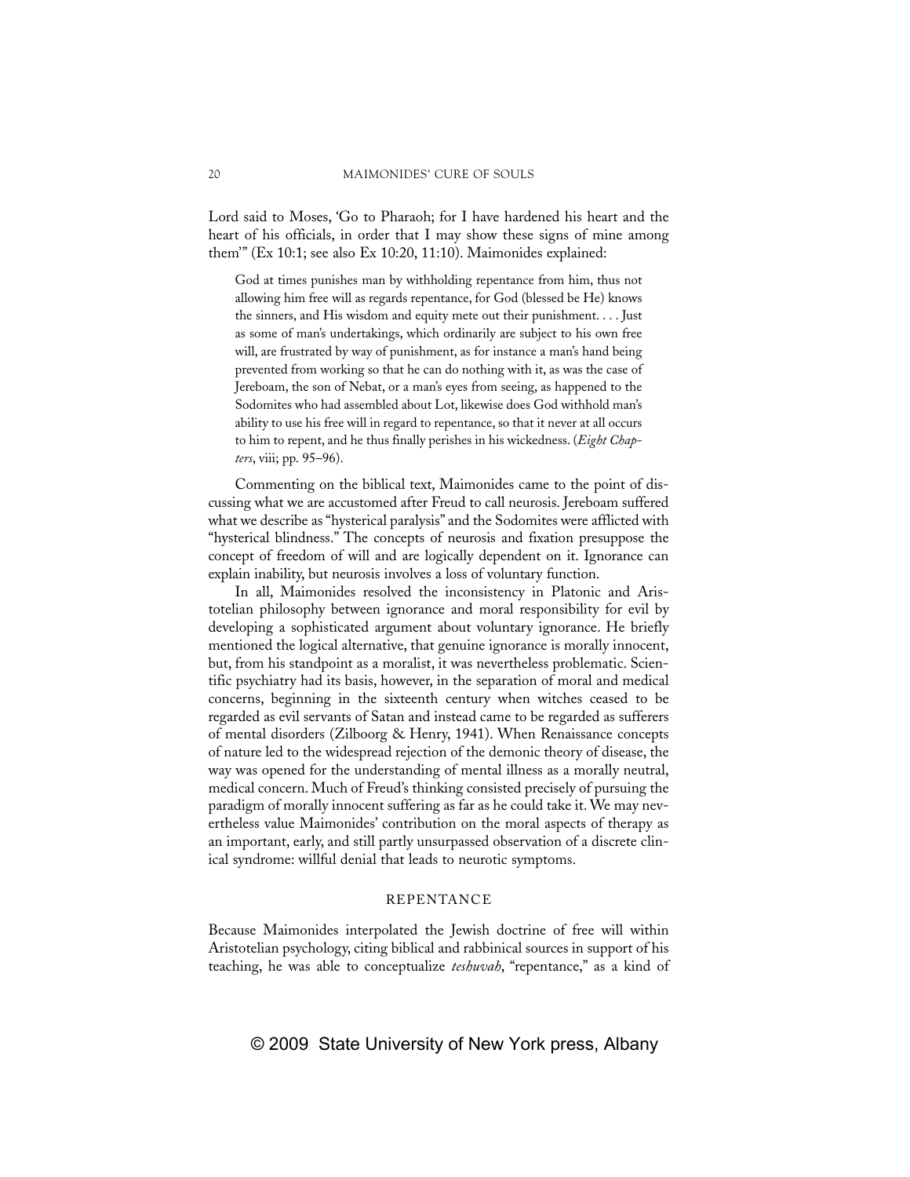Lord said to Moses, 'Go to Pharaoh; for I have hardened his heart and the heart of his officials, in order that I may show these signs of mine among them'" (Ex 10:1; see also Ex 10:20, 11:10). Maimonides explained:

> God at times punishes man by withholding repentance from him, thus not allowing him free will as regards repentance, for God (blessed be He) knows the sinners, and His wisdom and equity mete out their punishment. . . . Just as some of man's undertakings, which ordinarily are subject to his own free will, are frustrated by way of punishment, as for instance a man's hand being prevented from working so that he can do nothing with it, as was the case of Jereboam, the son of Nebat, or a man's eyes from seeing, as happened to the Sodomites who had assembled about Lot, likewise does God withhold man's ability to use his free will in regard to repentance, so that it never at all occurs to him to repent, and he thus finally perishes in his wickedness. (*Eight Chapters*, viii; pp. 95–96).

Commenting on the biblical text, Maimonides came to the point of discussing what we are accustomed after Freud to call neurosis. Jereboam suffered what we describe as "hysterical paralysis" and the Sodomites were afflicted with "hysterical blindness." The concepts of neurosis and fixation presuppose the concept of freedom of will and are logically dependent on it. Ignorance can explain inability, but neurosis involves a loss of voluntary function.

In all, Maimonides resolved the inconsistency in Platonic and Aristotelian philosophy between ignorance and moral responsibility for evil by developing a sophisticated argument about voluntary ignorance. He briefly mentioned the logical alternative, that genuine ignorance is morally innocent, but, from his standpoint as a moralist, it was nevertheless problematic. Scientific psychiatry had its basis, however, in the separation of moral and medical concerns, beginning in the sixteenth century when witches ceased to be regarded as evil servants of Satan and instead came to be regarded as sufferers of mental disorders (Zilboorg & Henry, 1941). When Renaissance concepts of nature led to the widespread rejection of the demonic theory of disease, the way was opened for the understanding of mental illness as a morally neutral, medical concern. Much of Freud's thinking consisted precisely of pursuing the paradigm of morally innocent suffering as far as he could take it. We may nevertheless value Maimonides' contribution on the moral aspects of therapy as an important, early, and still partly unsurpassed observation of a discrete clinical syndrome: willful denial that leads to neurotic symptoms.

## REPENTANCE

Because Maimonides interpolated the Jewish doctrine of free will within Aristotelian psychology, citing biblical and rabbinical sources in support of his teaching, he was able to conceptualize *teshuvah*, "repentance," as a kind of